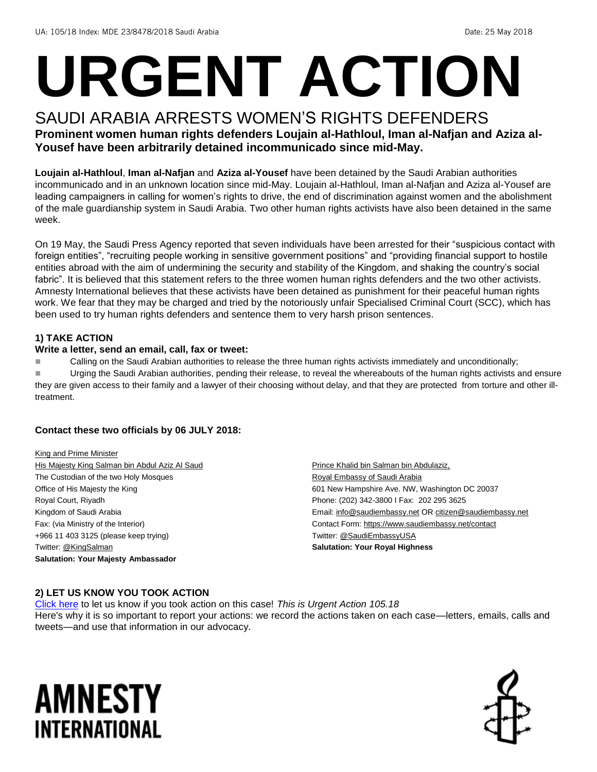UA: 105/18 Index: MDE 23/8478/2018 Saudi Arabia Date: 25 May 2018

# URGENT ACTION

## SAUDI ARABIA ARRESTS WOMEN'S RIGHTS DEFENDERS

**Prominent women human rights defenders Loujain al-Hathloul, Iman al-Nafjan and Aziza al-Yousef have been arbitrarily detained incommunicado since mid-May.**

**Loujain al-Hathloul**, **Iman al-Nafjan** and **Aziza al-Yousef** have been detained by the Saudi Arabian authorities incommunicado and in an unknown location since mid-May. Loujain al-Hathloul, Iman al-Nafjan and Aziza al-Yousef are leading campaigners in calling for women's rights to drive, the end of discrimination against women and the abolishment of the male guardianship system in Saudi Arabia. Two other human rights activists have also been detained in the same week.

On 19 May, the Saudi Press Agency reported that seven individuals have been arrested for their "suspicious contact with foreign entities", "recruiting people working in sensitive government positions" and "providing financial support to hostile entities abroad with the aim of undermining the security and stability of the Kingdom, and shaking the country's social fabric". It is believed that this statement refers to the three women human rights defenders and the two other activists. Amnesty International believes that these activists have been detained as punishment for their peaceful human rights work. We fear that they may be charged and tried by the notoriously unfair Specialised Criminal Court (SCC), which has been used to try human rights defenders and sentence them to very harsh prison sentences.

### 1) TAKE ACTION

**Write a letter, send an email, call, fax or tweet:**

- Calling on the Saudi Arabian authorities to release the three human rights activists immediately and unconditionally;
- Urging the Saudi Arabian authorities, pending their release, to reveal the whereabouts of the human rights activists and ensure they are given access to their family and a lawyer of their choosing without delay, and that they are protected from torture and other ill-treatment.

**Contact these two officials by 06 JULY 2018:**

King and Prime Minister
His Majesty King Salman bin Abdul Aziz Al Saud
The Custodian of the two Holy Mosques
Office of His Majesty the King
Royal Court, Riyadh
Kingdom of Saudi Arabia
Fax: (via Ministry of the Interior)
+966 11 403 3125 (please keep trying)
Twitter: @KingSalman
**Salutation: Your Majesty Ambassador**

Prince Khalid bin Salman bin Abdulaziz,
Royal Embassy of Saudi Arabia
601 New Hampshire Ave. NW, Washington DC 20037
Phone: (202) 342-3800 I Fax: 202 295 3625
Email: info@saudiembassy.net OR citizen@saudiembassy.net
Contact Form: https://www.saudiembassy.net/contact
Twitter: @SaudiEmbassyUSA
**Salutation: Your Royal Highness**

### 2) LET US KNOW YOU TOOK ACTION

Click here to let us know if you took action on this case! *This is Urgent Action 105.18*
Here's why it is so important to report your actions: we record the actions taken on each case—letters, emails, calls and tweets—and use that information in our advocacy.

AMNESTY INTERNATIONAL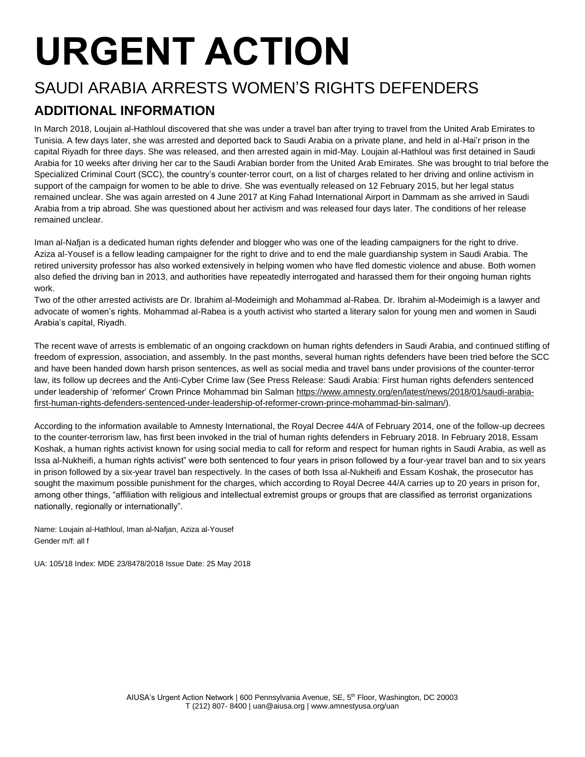# URGENT ACTION

## SAUDI ARABIA ARRESTS WOMEN'S RIGHTS DEFENDERS

### ADDITIONAL INFORMATION

In March 2018, Loujain al-Hathloul discovered that she was under a travel ban after trying to travel from the United Arab Emirates to Tunisia. A few days later, she was arrested and deported back to Saudi Arabia on a private plane, and held in al-Hai'r prison in the capital Riyadh for three days. She was released, and then arrested again in mid-May. Loujain al-Hathloul was first detained in Saudi Arabia for 10 weeks after driving her car to the Saudi Arabian border from the United Arab Emirates. She was brought to trial before the Specialized Criminal Court (SCC), the country's counter-terror court, on a list of charges related to her driving and online activism in support of the campaign for women to be able to drive. She was eventually released on 12 February 2015, but her legal status remained unclear. She was again arrested on 4 June 2017 at King Fahad International Airport in Dammam as she arrived in Saudi Arabia from a trip abroad. She was questioned about her activism and was released four days later. The conditions of her release remained unclear.

Iman al-Nafjan is a dedicated human rights defender and blogger who was one of the leading campaigners for the right to drive. Aziza al-Yousef is a fellow leading campaigner for the right to drive and to end the male guardianship system in Saudi Arabia. The retired university professor has also worked extensively in helping women who have fled domestic violence and abuse. Both women also defied the driving ban in 2013, and authorities have repeatedly interrogated and harassed them for their ongoing human rights work.

Two of the other arrested activists are Dr. Ibrahim al-Modeimigh and Mohammad al-Rabea. Dr. Ibrahim al-Modeimigh is a lawyer and advocate of women's rights. Mohammad al-Rabea is a youth activist who started a literary salon for young men and women in Saudi Arabia's capital, Riyadh.

The recent wave of arrests is emblematic of an ongoing crackdown on human rights defenders in Saudi Arabia, and continued stifling of freedom of expression, association, and assembly. In the past months, several human rights defenders have been tried before the SCC and have been handed down harsh prison sentences, as well as social media and travel bans under provisions of the counter-terror law, its follow up decrees and the Anti-Cyber Crime law (See Press Release: Saudi Arabia: First human rights defenders sentenced under leadership of 'reformer' Crown Prince Mohammad bin Salman https://www.amnesty.org/en/latest/news/2018/01/saudi-arabia-first-human-rights-defenders-sentenced-under-leadership-of-reformer-crown-prince-mohammad-bin-salman/).

According to the information available to Amnesty International, the Royal Decree 44/A of February 2014, one of the follow-up decrees to the counter-terrorism law, has first been invoked in the trial of human rights defenders in February 2018. In February 2018, Essam Koshak, a human rights activist known for using social media to call for reform and respect for human rights in Saudi Arabia, as well as Issa al-Nukheifi, a human rights activist" were both sentenced to four years in prison followed by a four-year travel ban and to six years in prison followed by a six-year travel ban respectively. In the cases of both Issa al-Nukheifi and Essam Koshak, the prosecutor has sought the maximum possible punishment for the charges, which according to Royal Decree 44/A carries up to 20 years in prison for, among other things, "affiliation with religious and intellectual extremist groups or groups that are classified as terrorist organizations nationally, regionally or internationally".

Name: Loujain al-Hathloul, Iman al-Nafjan, Aziza al-Yousef
Gender m/f: all f

UA: 105/18 Index: MDE 23/8478/2018 Issue Date: 25 May 2018

AIUSA's Urgent Action Network | 600 Pennsylvania Avenue, SE, 5th Floor, Washington, DC 20003
T (212) 807- 8400 | uan@aiusa.org | www.amnestyusa.org/uan